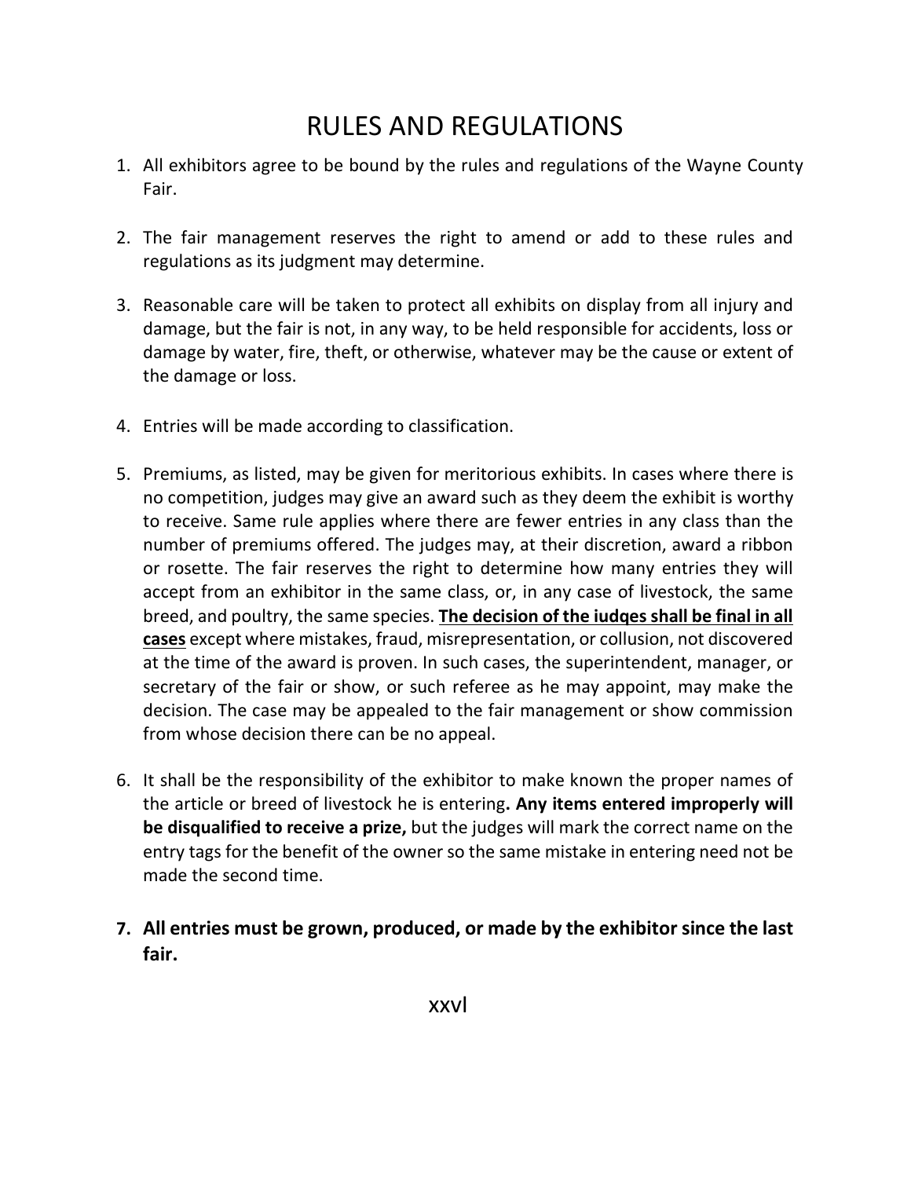# RULES AND REGULATIONS

1. All exhibitors agree to be bound by the rules and regulations of the Wayne County Fair.

2. The fair management reserves the right to amend or add to these rules and regulations as its judgment may determine.

3. Reasonable care will be taken to protect all exhibits on display from all injury and damage, but the fair is not, in any way, to be held responsible for accidents, loss or damage by water, fire, theft, or otherwise, whatever may be the cause or extent of the damage or loss.

4. Entries will be made according to classification.

5. Premiums, as listed, may be given for meritorious exhibits. In cases where there is no competition, judges may give an award such as they deem the exhibit is worthy to receive. Same rule applies where there are fewer entries in any class than the number of premiums offered. The judges may, at their discretion, award a ribbon or rosette. The fair reserves the right to determine how many entries they will accept from an exhibitor in the same class, or, in any case of livestock, the same breed, and poultry, the same species. **<u>The decision of the iudqes shall be final in all cases</u>** except where mistakes, fraud, misrepresentation, or collusion, not discovered at the time of the award is proven. In such cases, the superintendent, manager, or secretary of the fair or show, or such referee as he may appoint, may make the decision. The case may be appealed to the fair management or show commission from whose decision there can be no appeal.

6. It shall be the responsibility of the exhibitor to make known the proper names of the article or breed of livestock he is entering**. Any items entered improperly will be disqualified to receive a prize,** but the judges will mark the correct name on the entry tags for the benefit of the owner so the same mistake in entering need not be made the second time.

7. **All entries must be grown, produced, or made by the exhibitor since the last fair.**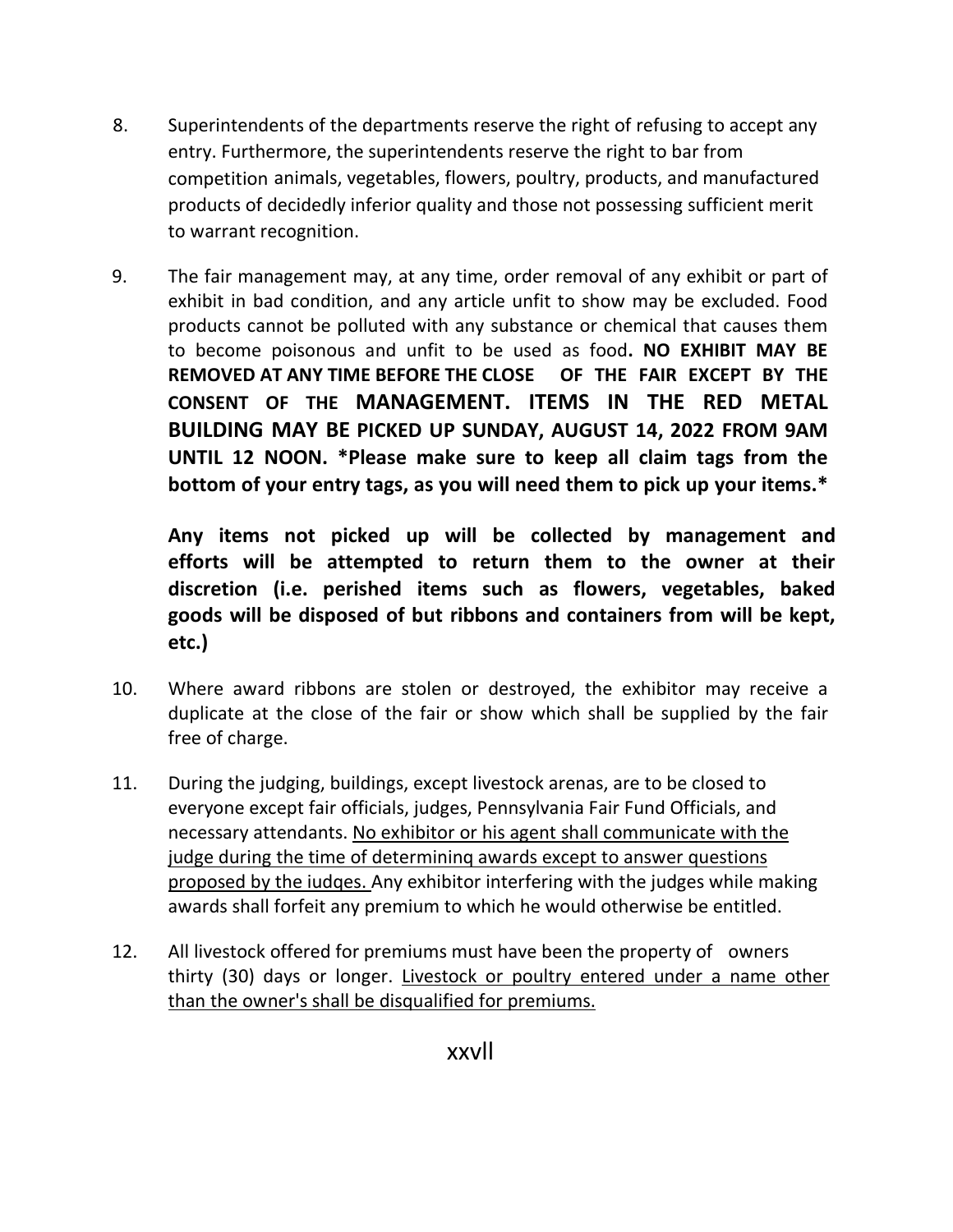8. Superintendents of the departments reserve the right of refusing to accept any entry. Furthermore, the superintendents reserve the right to bar from competition animals, vegetables, flowers, poultry, products, and manufactured products of decidedly inferior quality and those not possessing sufficient merit to warrant recognition.

9. The fair management may, at any time, order removal of any exhibit or part of exhibit in bad condition, and any article unfit to show may be excluded. Food products cannot be polluted with any substance or chemical that causes them to become poisonous and unfit to be used as food**. NO EXHIBIT MAY BE REMOVED AT ANY TIME BEFORE THE CLOSE OF THE FAIR EXCEPT BY THE CONSENT OF THE MANAGEMENT. ITEMS IN THE RED METAL BUILDING MAY BE PICKED UP SUNDAY, AUGUST 14, 2022 FROM 9AM UNTIL 12 NOON. *Please make sure to keep all claim tags from the bottom of your entry tags, as you will need them to pick up your items.***

   **Any items not picked up will be collected by management and efforts will be attempted to return them to the owner at their discretion (i.e. perished items such as flowers, vegetables, baked goods will be disposed of but ribbons and containers from will be kept, etc.)**

10. Where award ribbons are stolen or destroyed, the exhibitor may receive a duplicate at the close of the fair or show which shall be supplied by the fair free of charge.

11. During the judging, buildings, except livestock arenas, are to be closed to everyone except fair officials, judges, Pennsylvania Fair Fund Officials, and necessary attendants. No exhibitor or his agent shall communicate with the judge during the time of determining awards except to answer questions proposed by the judges. Any exhibitor interfering with the judges while making awards shall forfeit any premium to which he would otherwise be entitled.

12. All livestock offered for premiums must have been the property of owners thirty (30) days or longer. Livestock or poultry entered under a name other than the owner's shall be disqualified for premiums.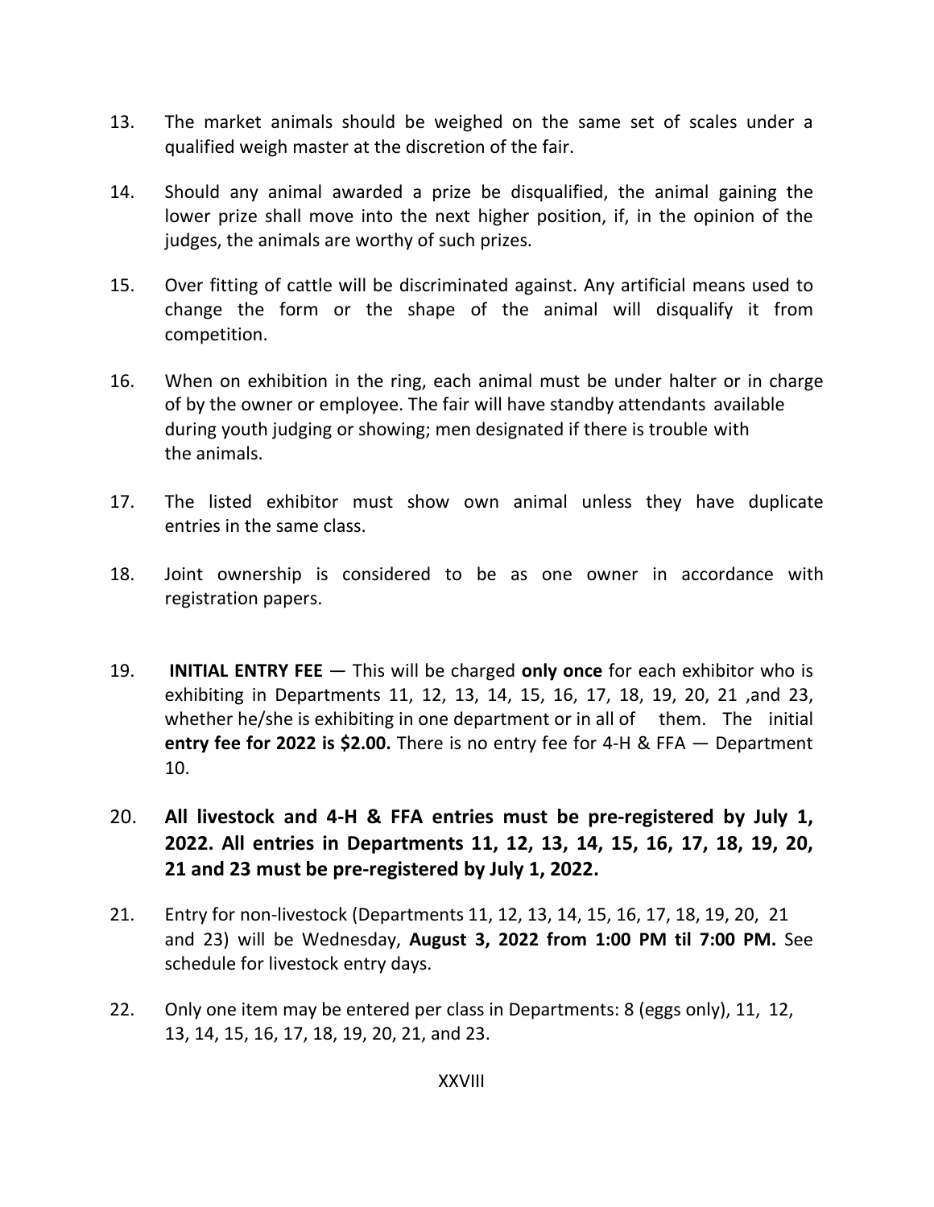13. The market animals should be weighed on the same set of scales under a qualified weigh master at the discretion of the fair.

14. Should any animal awarded a prize be disqualified, the animal gaining the lower prize shall move into the next higher position, if, in the opinion of the judges, the animals are worthy of such prizes.

15. Over fitting of cattle will be discriminated against. Any artificial means used to change the form or the shape of the animal will disqualify it from competition.

16. When on exhibition in the ring, each animal must be under halter or in charge of by the owner or employee. The fair will have standby attendants available during youth judging or showing; men designated if there is trouble with the animals.

17. The listed exhibitor must show own animal unless they have duplicate entries in the same class.

18. Joint ownership is considered to be as one owner in accordance with registration papers.

19. **INITIAL ENTRY FEE** — This will be charged **only once** for each exhibitor who is exhibiting in Departments 11, 12, 13, 14, 15, 16, 17, 18, 19, 20, 21 ,and 23, whether he/she is exhibiting in one department or in all of them. The initial **entry fee for 2022 is $2.00.** There is no entry fee for 4-H & FFA — Department 10.

20. **All livestock and 4-H & FFA entries must be pre-registered by July 1, 2022. All entries in Departments 11, 12, 13, 14, 15, 16, 17, 18, 19, 20, 21 and 23 must be pre-registered by July 1, 2022.**

21. Entry for non-livestock (Departments 11, 12, 13, 14, 15, 16, 17, 18, 19, 20, 21 and 23) will be Wednesday, **August 3, 2022 from 1:00 PM til 7:00 PM.** See schedule for livestock entry days.

22. Only one item may be entered per class in Departments: 8 (eggs only), 11, 12, 13, 14, 15, 16, 17, 18, 19, 20, 21, and 23.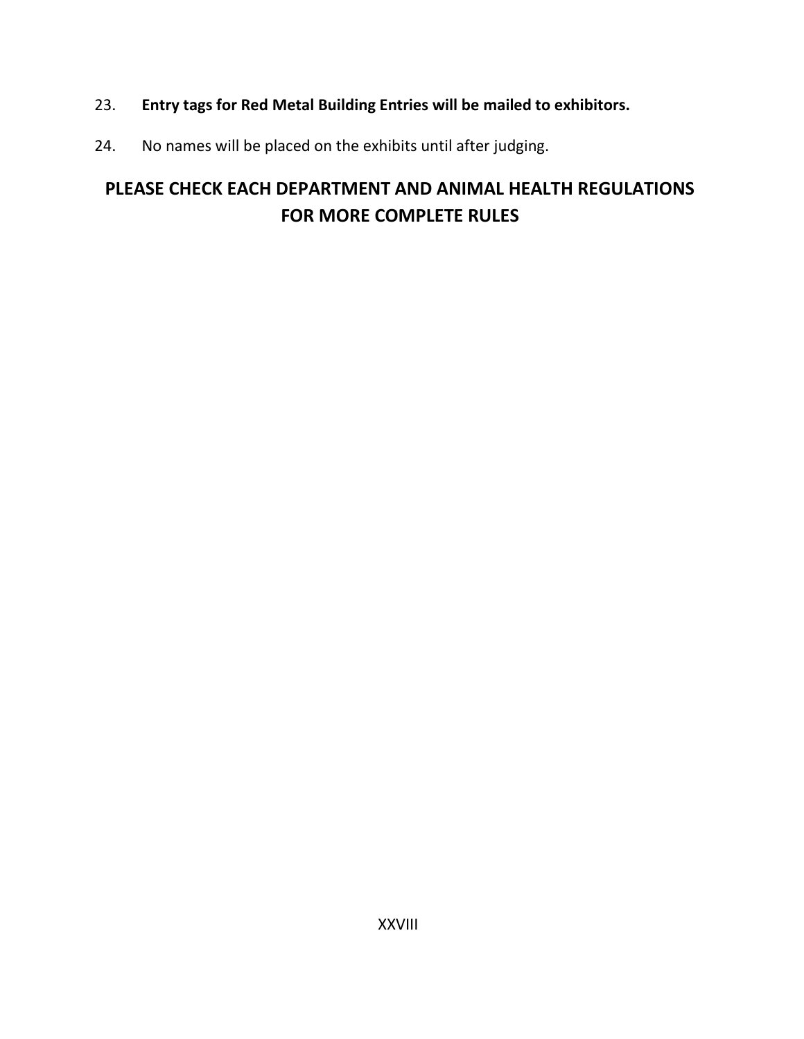23. **Entry tags for Red Metal Building Entries will be mailed to exhibitors.**

24. No names will be placed on the exhibits until after judging.

## PLEASE CHECK EACH DEPARTMENT AND ANIMAL HEALTH REGULATIONS FOR MORE COMPLETE RULES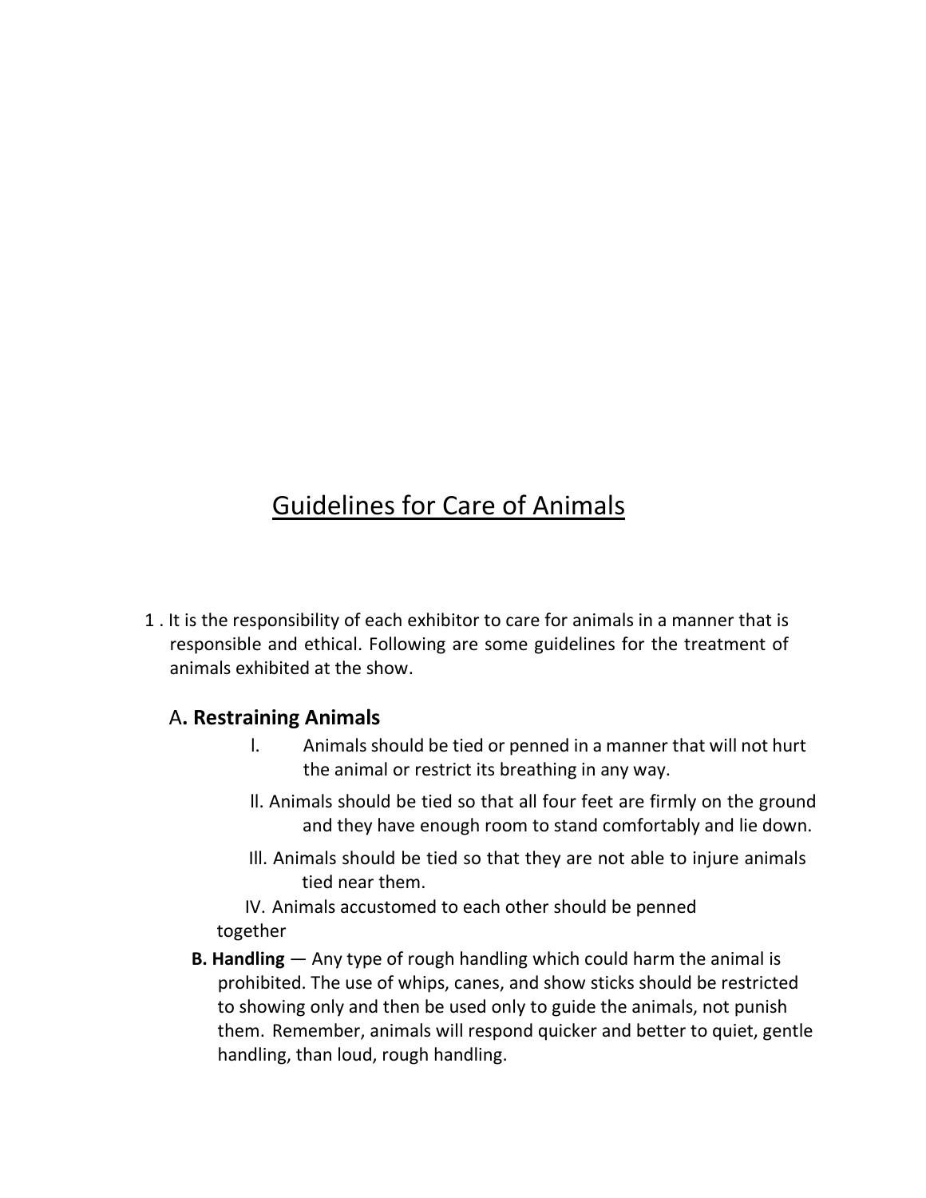# Guidelines for Care of Animals

1 . It is the responsibility of each exhibitor to care for animals in a manner that is responsible and ethical. Following are some guidelines for the treatment of animals exhibited at the show.

## A. Restraining Animals

I. Animals should be tied or penned in a manner that will not hurt the animal or restrict its breathing in any way.

II. Animals should be tied so that all four feet are firmly on the ground and they have enough room to stand comfortably and lie down.

III. Animals should be tied so that they are not able to injure animals tied near them.

IV. Animals accustomed to each other should be penned together

**B. Handling** — Any type of rough handling which could harm the animal is prohibited. The use of whips, canes, and show sticks should be restricted to showing only and then be used only to guide the animals, not punish them. Remember, animals will respond quicker and better to quiet, gentle handling, than loud, rough handling.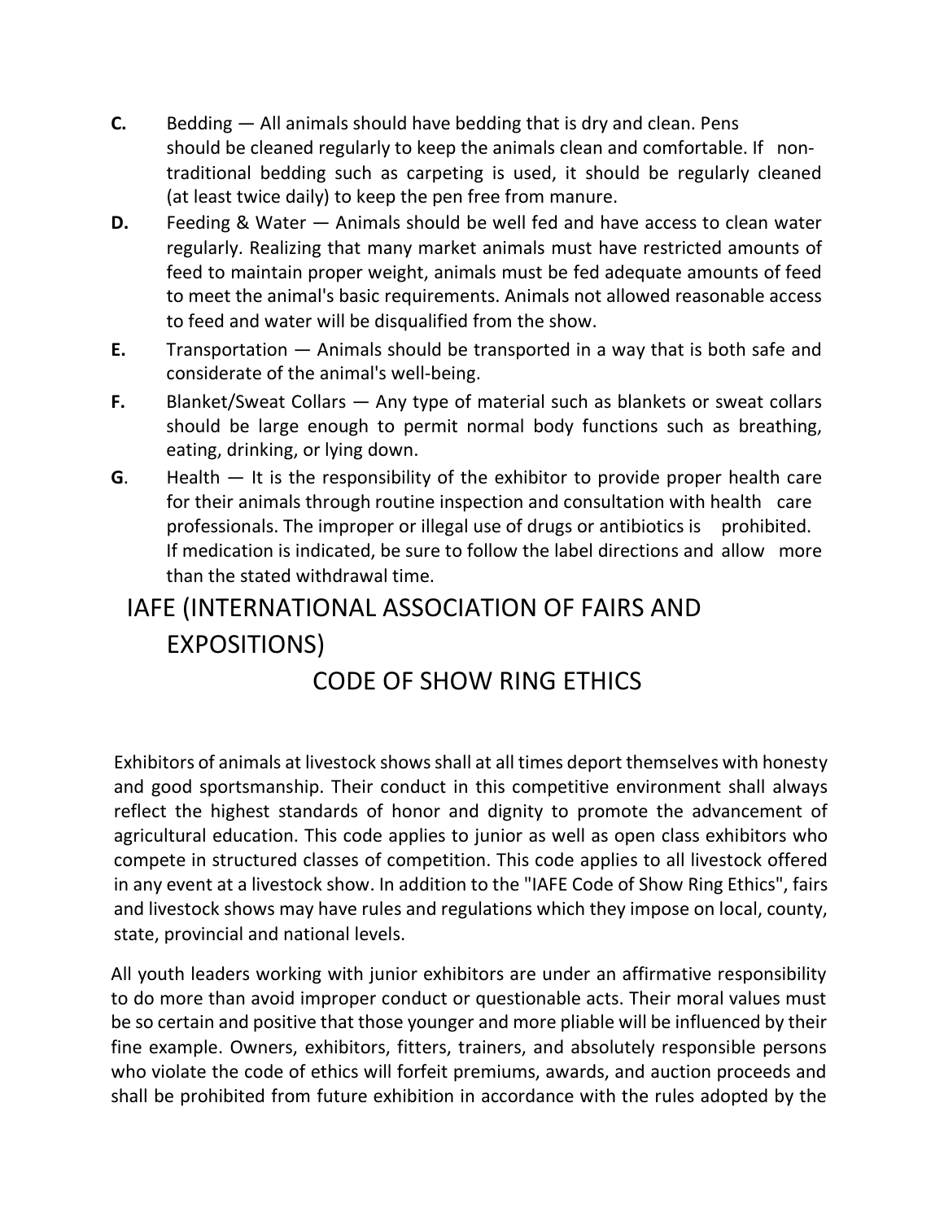**C.** Bedding — All animals should have bedding that is dry and clean. Pens should be cleaned regularly to keep the animals clean and comfortable. If non-traditional bedding such as carpeting is used, it should be regularly cleaned (at least twice daily) to keep the pen free from manure.

**D.** Feeding & Water — Animals should be well fed and have access to clean water regularly. Realizing that many market animals must have restricted amounts of feed to maintain proper weight, animals must be fed adequate amounts of feed to meet the animal's basic requirements. Animals not allowed reasonable access to feed and water will be disqualified from the show.

**E.** Transportation — Animals should be transported in a way that is both safe and considerate of the animal's well-being.

**F.** Blanket/Sweat Collars — Any type of material such as blankets or sweat collars should be large enough to permit normal body functions such as breathing, eating, drinking, or lying down.

**G**. Health — It is the responsibility of the exhibitor to provide proper health care for their animals through routine inspection and consultation with health care professionals. The improper or illegal use of drugs or antibiotics is prohibited. If medication is indicated, be sure to follow the label directions and allow more than the stated withdrawal time.

# IAFE (INTERNATIONAL ASSOCIATION OF FAIRS AND EXPOSITIONS)

## CODE OF SHOW RING ETHICS

Exhibitors of animals at livestock shows shall at all times deport themselves with honesty and good sportsmanship. Their conduct in this competitive environment shall always reflect the highest standards of honor and dignity to promote the advancement of agricultural education. This code applies to junior as well as open class exhibitors who compete in structured classes of competition. This code applies to all livestock offered in any event at a livestock show. In addition to the "IAFE Code of Show Ring Ethics", fairs and livestock shows may have rules and regulations which they impose on local, county, state, provincial and national levels.

All youth leaders working with junior exhibitors are under an affirmative responsibility to do more than avoid improper conduct or questionable acts. Their moral values must be so certain and positive that those younger and more pliable will be influenced by their fine example. Owners, exhibitors, fitters, trainers, and absolutely responsible persons who violate the code of ethics will forfeit premiums, awards, and auction proceeds and shall be prohibited from future exhibition in accordance with the rules adopted by the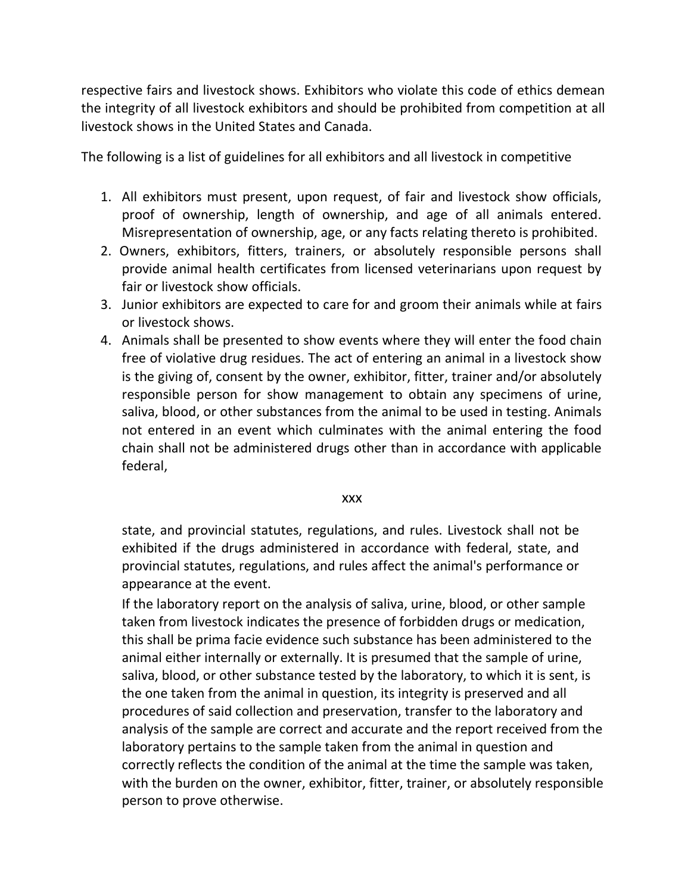respective fairs and livestock shows. Exhibitors who violate this code of ethics demean the integrity of all livestock exhibitors and should be prohibited from competition at all livestock shows in the United States and Canada.

The following is a list of guidelines for all exhibitors and all livestock in competitive

1. All exhibitors must present, upon request, of fair and livestock show officials, proof of ownership, length of ownership, and age of all animals entered. Misrepresentation of ownership, age, or any facts relating thereto is prohibited.
2. Owners, exhibitors, fitters, trainers, or absolutely responsible persons shall provide animal health certificates from licensed veterinarians upon request by fair or livestock show officials.
3. Junior exhibitors are expected to care for and groom their animals while at fairs or livestock shows.
4. Animals shall be presented to show events where they will enter the food chain free of violative drug residues. The act of entering an animal in a livestock show is the giving of, consent by the owner, exhibitor, fitter, trainer and/or absolutely responsible person for show management to obtain any specimens of urine, saliva, blood, or other substances from the animal to be used in testing. Animals not entered in an event which culminates with the animal entering the food chain shall not be administered drugs other than in accordance with applicable federal,

   xxx

   state, and provincial statutes, regulations, and rules. Livestock shall not be exhibited if the drugs administered in accordance with federal, state, and provincial statutes, regulations, and rules affect the animal's performance or appearance at the event.

   If the laboratory report on the analysis of saliva, urine, blood, or other sample taken from livestock indicates the presence of forbidden drugs or medication, this shall be prima facie evidence such substance has been administered to the animal either internally or externally. It is presumed that the sample of urine, saliva, blood, or other substance tested by the laboratory, to which it is sent, is the one taken from the animal in question, its integrity is preserved and all procedures of said collection and preservation, transfer to the laboratory and analysis of the sample are correct and accurate and the report received from the laboratory pertains to the sample taken from the animal in question and correctly reflects the condition of the animal at the time the sample was taken, with the burden on the owner, exhibitor, fitter, trainer, or absolutely responsible person to prove otherwise.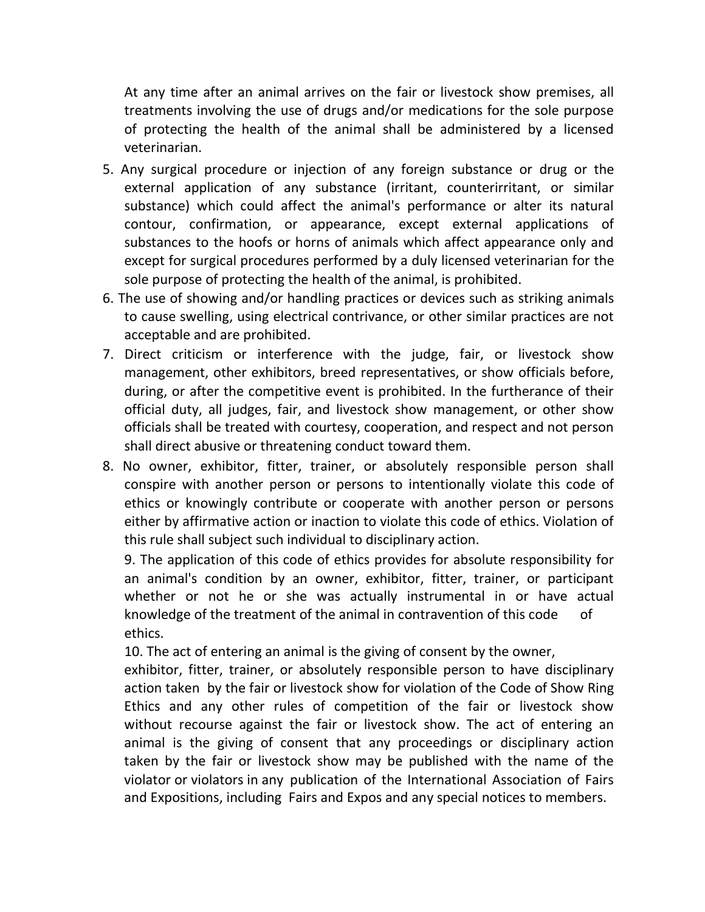At any time after an animal arrives on the fair or livestock show premises, all treatments involving the use of drugs and/or medications for the sole purpose of protecting the health of the animal shall be administered by a licensed veterinarian.

5. Any surgical procedure or injection of any foreign substance or drug or the external application of any substance (irritant, counterirritant, or similar substance) which could affect the animal's performance or alter its natural contour, confirmation, or appearance, except external applications of substances to the hoofs or horns of animals which affect appearance only and except for surgical procedures performed by a duly licensed veterinarian for the sole purpose of protecting the health of the animal, is prohibited.
6. The use of showing and/or handling practices or devices such as striking animals to cause swelling, using electrical contrivance, or other similar practices are not acceptable and are prohibited.
7. Direct criticism or interference with the judge, fair, or livestock show management, other exhibitors, breed representatives, or show officials before, during, or after the competitive event is prohibited. In the furtherance of their official duty, all judges, fair, and livestock show management, or other show officials shall be treated with courtesy, cooperation, and respect and not person shall direct abusive or threatening conduct toward them.
8. No owner, exhibitor, fitter, trainer, or absolutely responsible person shall conspire with another person or persons to intentionally violate this code of ethics or knowingly contribute or cooperate with another person or persons either by affirmative action or inaction to violate this code of ethics. Violation of this rule shall subject such individual to disciplinary action.
9. The application of this code of ethics provides for absolute responsibility for an animal's condition by an owner, exhibitor, fitter, trainer, or participant whether or not he or she was actually instrumental in or have actual knowledge of the treatment of the animal in contravention of this code of ethics.
10. The act of entering an animal is the giving of consent by the owner, exhibitor, fitter, trainer, or absolutely responsible person to have disciplinary action taken by the fair or livestock show for violation of the Code of Show Ring Ethics and any other rules of competition of the fair or livestock show without recourse against the fair or livestock show. The act of entering an animal is the giving of consent that any proceedings or disciplinary action taken by the fair or livestock show may be published with the name of the violator or violators in any publication of the International Association of Fairs and Expositions, including Fairs and Expos and any special notices to members.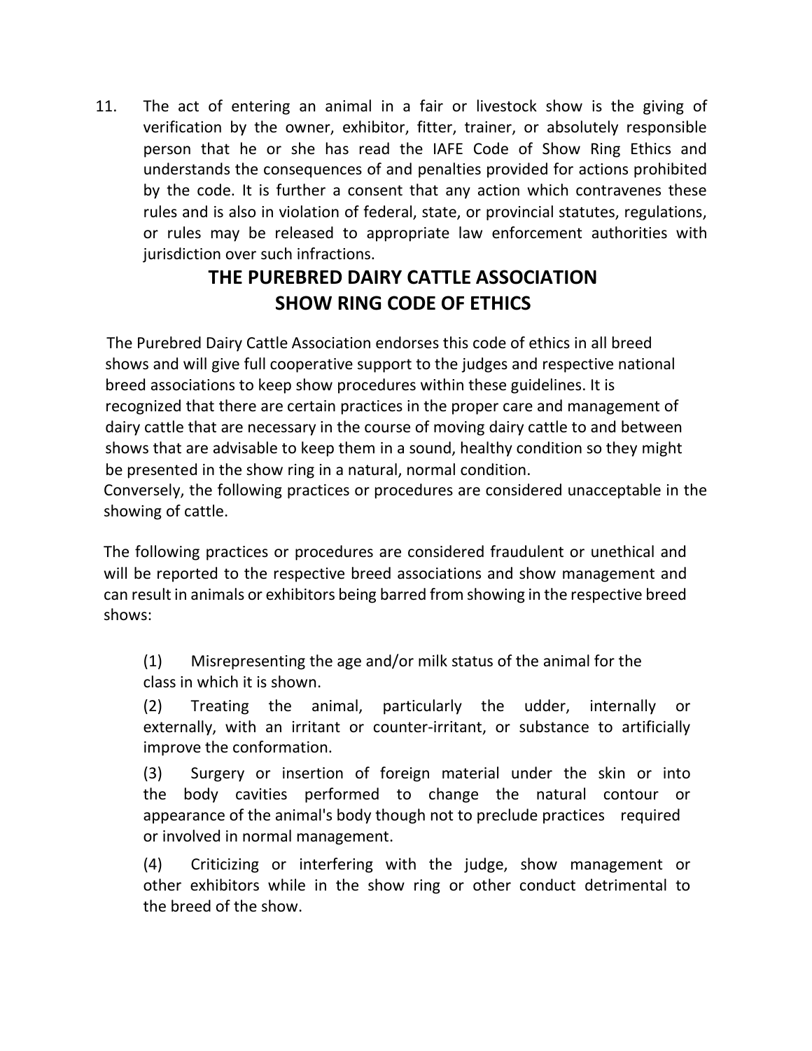11. The act of entering an animal in a fair or livestock show is the giving of verification by the owner, exhibitor, fitter, trainer, or absolutely responsible person that he or she has read the IAFE Code of Show Ring Ethics and understands the consequences of and penalties provided for actions prohibited by the code. It is further a consent that any action which contravenes these rules and is also in violation of federal, state, or provincial statutes, regulations, or rules may be released to appropriate law enforcement authorities with jurisdiction over such infractions.

## THE PUREBRED DAIRY CATTLE ASSOCIATION SHOW RING CODE OF ETHICS

The Purebred Dairy Cattle Association endorses this code of ethics in all breed shows and will give full cooperative support to the judges and respective national breed associations to keep show procedures within these guidelines. It is recognized that there are certain practices in the proper care and management of dairy cattle that are necessary in the course of moving dairy cattle to and between shows that are advisable to keep them in a sound, healthy condition so they might be presented in the show ring in a natural, normal condition.
Conversely, the following practices or procedures are considered unacceptable in the showing of cattle.

The following practices or procedures are considered fraudulent or unethical and will be reported to the respective breed associations and show management and can result in animals or exhibitors being barred from showing in the respective breed shows:

(1) Misrepresenting the age and/or milk status of the animal for the class in which it is shown.

(2) Treating the animal, particularly the udder, internally or externally, with an irritant or counter-irritant, or substance to artificially improve the conformation.

(3) Surgery or insertion of foreign material under the skin or into the body cavities performed to change the natural contour or appearance of the animal's body though not to preclude practices required or involved in normal management.

(4) Criticizing or interfering with the judge, show management or other exhibitors while in the show ring or other conduct detrimental to the breed of the show.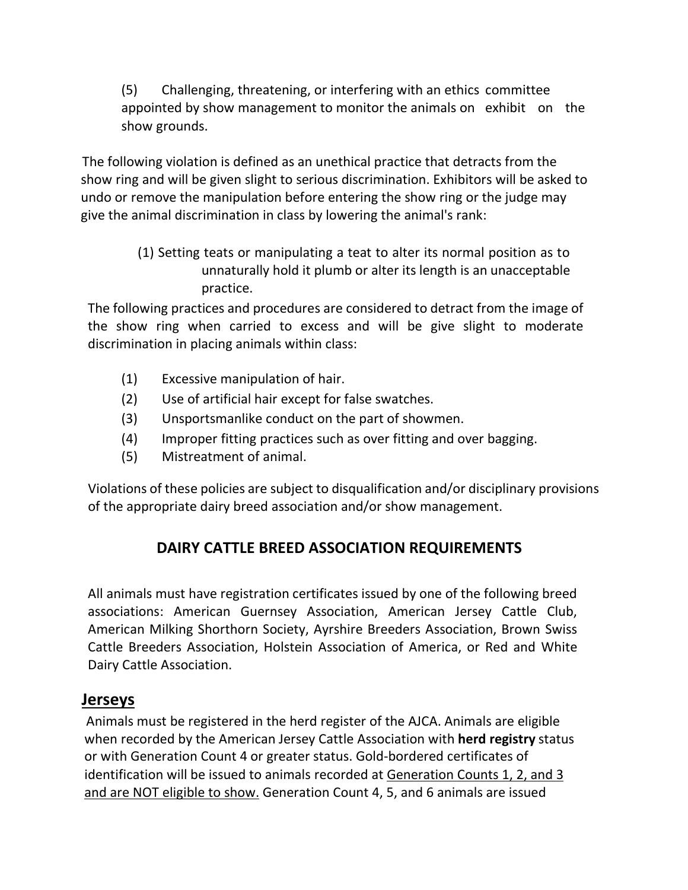(5) Challenging, threatening, or interfering with an ethics committee appointed by show management to monitor the animals on exhibit on the show grounds.

The following violation is defined as an unethical practice that detracts from the show ring and will be given slight to serious discrimination. Exhibitors will be asked to undo or remove the manipulation before entering the show ring or the judge may give the animal discrimination in class by lowering the animal's rank:

(1) Setting teats or manipulating a teat to alter its normal position as to unnaturally hold it plumb or alter its length is an unacceptable practice.

The following practices and procedures are considered to detract from the image of the show ring when carried to excess and will be give slight to moderate discrimination in placing animals within class:

(1) Excessive manipulation of hair.
(2) Use of artificial hair except for false swatches.
(3) Unsportsmanlike conduct on the part of showmen.
(4) Improper fitting practices such as over fitting and over bagging.
(5) Mistreatment of animal.

Violations of these policies are subject to disqualification and/or disciplinary provisions of the appropriate dairy breed association and/or show management.

## DAIRY CATTLE BREED ASSOCIATION REQUIREMENTS

All animals must have registration certificates issued by one of the following breed associations: American Guernsey Association, American Jersey Cattle Club, American Milking Shorthorn Society, Ayrshire Breeders Association, Brown Swiss Cattle Breeders Association, Holstein Association of America, or Red and White Dairy Cattle Association.

### Jerseys

Animals must be registered in the herd register of the AJCA. Animals are eligible when recorded by the American Jersey Cattle Association with **herd registry** status or with Generation Count 4 or greater status. Gold-bordered certificates of identification will be issued to animals recorded at Generation Counts 1, 2, and 3 and are NOT eligible to show. Generation Count 4, 5, and 6 animals are issued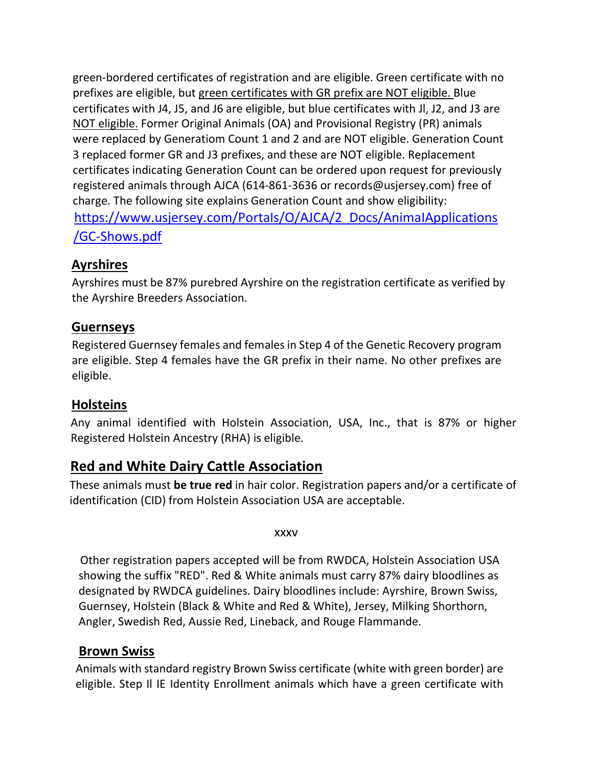green-bordered certificates of registration and are eligible. Green certificate with no prefixes are eligible, but green certificates with GR prefix are NOT eligible. Blue certificates with J4, J5, and J6 are eligible, but blue certificates with Jl, J2, and J3 are NOT eligible. Former Original Animals (OA) and Provisional Registry (PR) animals were replaced by Generatiom Count 1 and 2 and are NOT eligible. Generation Count 3 replaced former GR and J3 prefixes, and these are NOT eligible. Replacement certificates indicating Generation Count can be ordered upon request for previously registered animals through AJCA (614-861-3636 or records@usjersey.com) free of charge. The following site explains Generation Count and show eligibility: [https://www.usjersey.com/Portals/O/AJCA/2_Docs/AnimalApplications/GC-Shows.pdf](https://www.usjersey.com/Portals/O/AJCA/2_Docs/AnimalApplications/GC-Shows.pdf)

## Ayrshires

Ayrshires must be 87% purebred Ayrshire on the registration certificate as verified by the Ayrshire Breeders Association.

## Guernseys

Registered Guernsey females and females in Step 4 of the Genetic Recovery program are eligible. Step 4 females have the GR prefix in their name. No other prefixes are eligible.

## Holsteins

Any animal identified with Holstein Association, USA, Inc., that is 87% or higher Registered Holstein Ancestry (RHA) is eligible.

## Red and White Dairy Cattle Association

These animals must **be true red** in hair color. Registration papers and/or a certificate of identification (CID) from Holstein Association USA are acceptable.

Other registration papers accepted will be from RWDCA, Holstein Association USA showing the suffix "RED". Red & White animals must carry 87% dairy bloodlines as designated by RWDCA guidelines. Dairy bloodlines include: Ayrshire, Brown Swiss, Guernsey, Holstein (Black & White and Red & White), Jersey, Milking Shorthorn, Angler, Swedish Red, Aussie Red, Lineback, and Rouge Flammande.

## Brown Swiss

Animals with standard registry Brown Swiss certificate (white with green border) are eligible. Step Il IE Identity Enrollment animals which have a green certificate with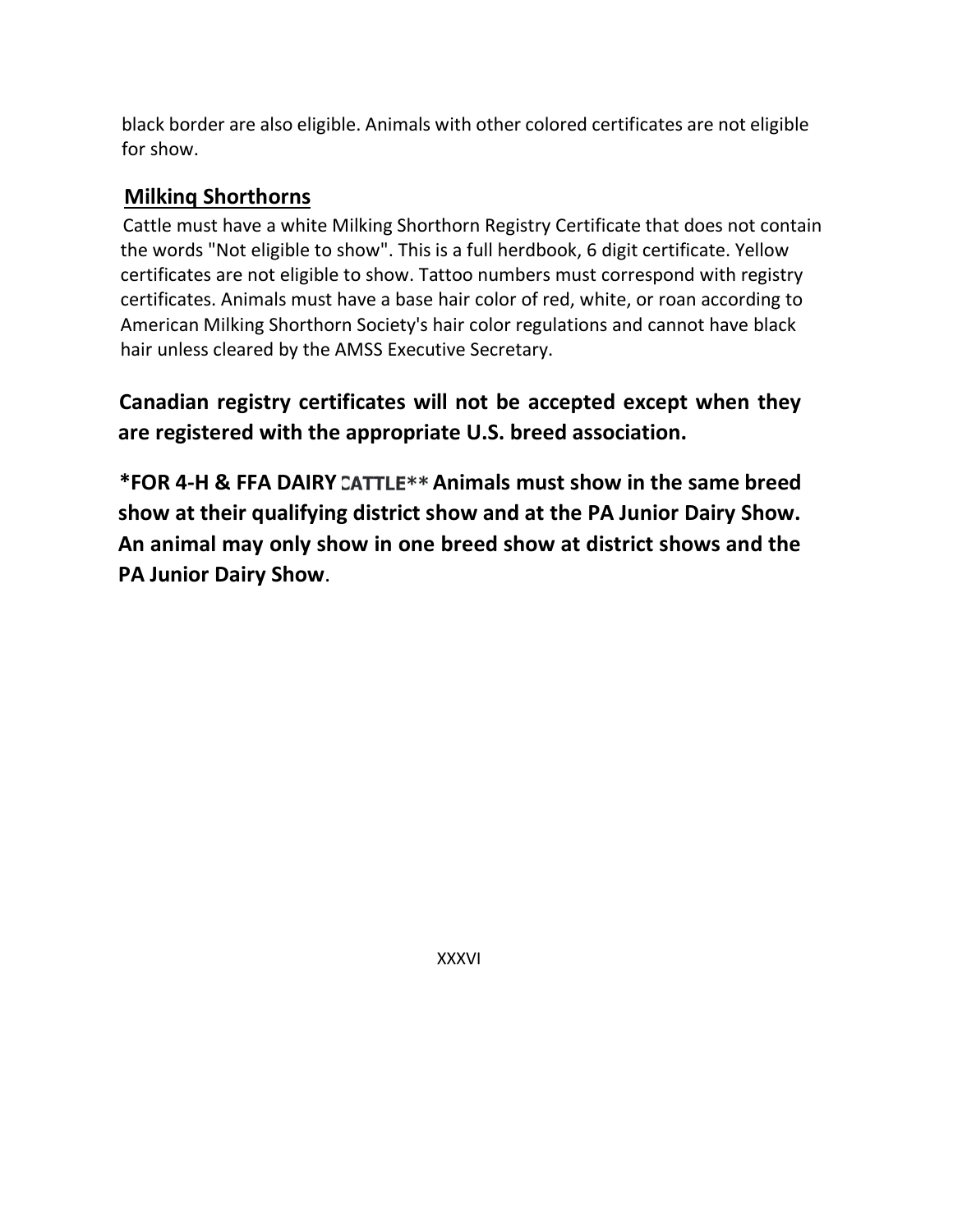black border are also eligible. Animals with other colored certificates are not eligible for show.

## Milking Shorthorns

Cattle must have a white Milking Shorthorn Registry Certificate that does not contain the words "Not eligible to show". This is a full herdbook, 6 digit certificate. Yellow certificates are not eligible to show. Tattoo numbers must correspond with registry certificates. Animals must have a base hair color of red, white, or roan according to American Milking Shorthorn Society's hair color regulations and cannot have black hair unless cleared by the AMSS Executive Secretary.

**Canadian registry certificates will not be accepted except when they are registered with the appropriate U.S. breed association.**

**\*FOR 4-H & FFA DAIRY CATTLE\*\* Animals must show in the same breed show at their qualifying district show and at the PA Junior Dairy Show. An animal may only show in one breed show at district shows and the PA Junior Dairy Show**.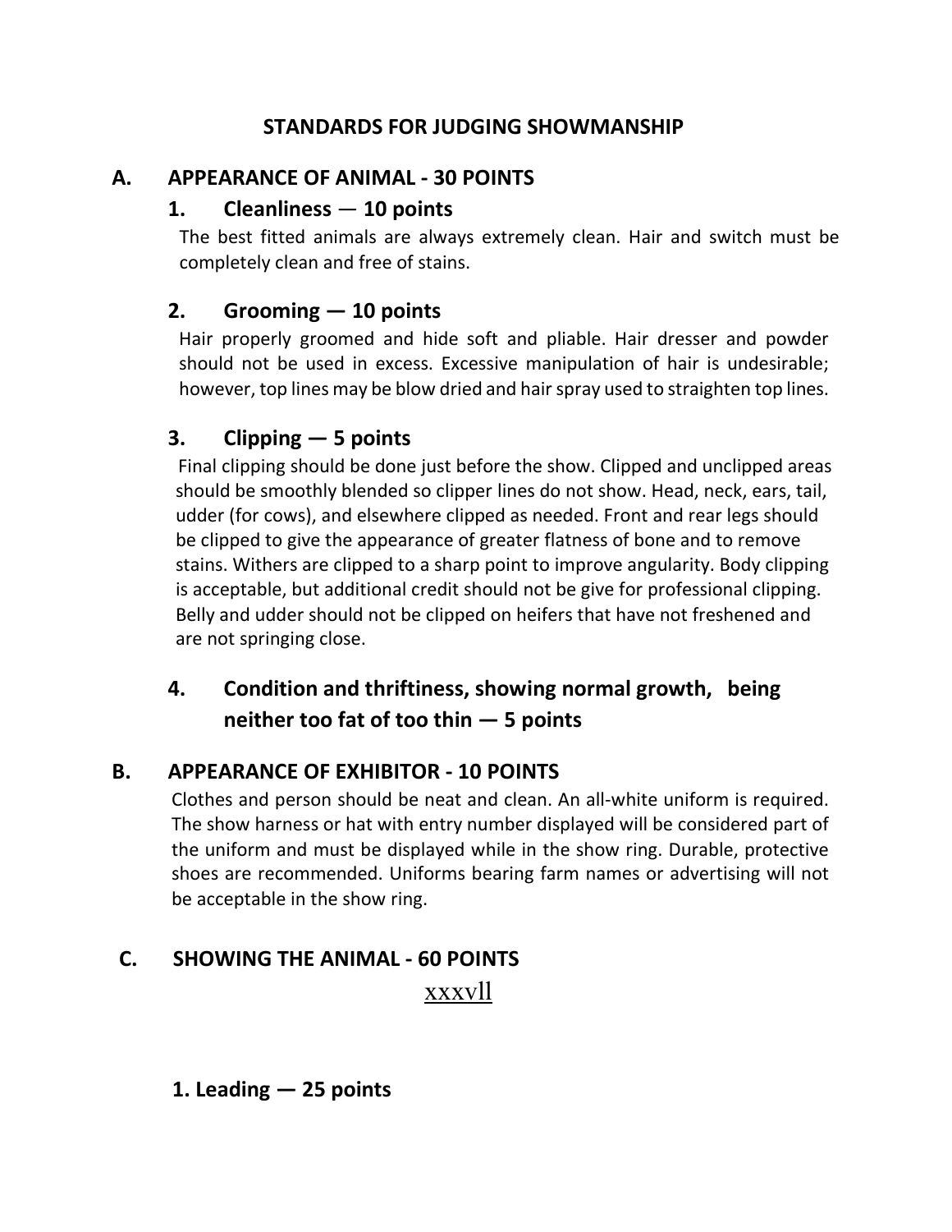# STANDARDS FOR JUDGING SHOWMANSHIP

## A. APPEARANCE OF ANIMAL - 30 POINTS

### 1. Cleanliness — 10 points

The best fitted animals are always extremely clean. Hair and switch must be completely clean and free of stains.

### 2. Grooming — 10 points

Hair properly groomed and hide soft and pliable. Hair dresser and powder should not be used in excess. Excessive manipulation of hair is undesirable; however, top lines may be blow dried and hair spray used to straighten top lines.

### 3. Clipping — 5 points

Final clipping should be done just before the show. Clipped and unclipped areas should be smoothly blended so clipper lines do not show. Head, neck, ears, tail, udder (for cows), and elsewhere clipped as needed. Front and rear legs should be clipped to give the appearance of greater flatness of bone and to remove stains. Withers are clipped to a sharp point to improve angularity. Body clipping is acceptable, but additional credit should not be give for professional clipping. Belly and udder should not be clipped on heifers that have not freshened and are not springing close.

### 4. Condition and thriftiness, showing normal growth, being neither too fat of too thin — 5 points

## B. APPEARANCE OF EXHIBITOR - 10 POINTS

Clothes and person should be neat and clean. An all-white uniform is required. The show harness or hat with entry number displayed will be considered part of the uniform and must be displayed while in the show ring. Durable, protective shoes are recommended. Uniforms bearing farm names or advertising will not be acceptable in the show ring.

## C. SHOWING THE ANIMAL - 60 POINTS

### 1. Leading — 25 points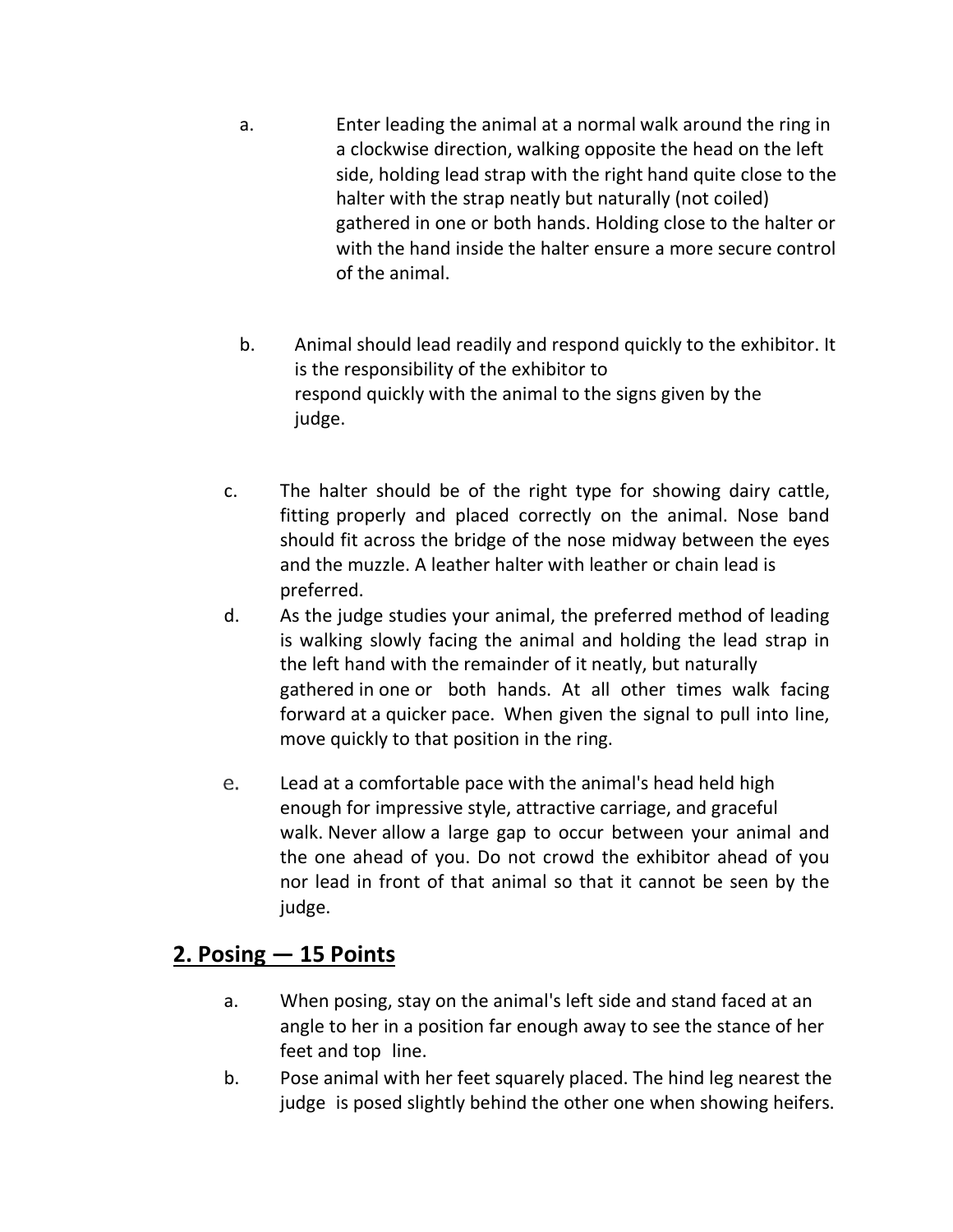a. Enter leading the animal at a normal walk around the ring in a clockwise direction, walking opposite the head on the left side, holding lead strap with the right hand quite close to the halter with the strap neatly but naturally (not coiled) gathered in one or both hands. Holding close to the halter or with the hand inside the halter ensure a more secure control of the animal.

b. Animal should lead readily and respond quickly to the exhibitor. It is the responsibility of the exhibitor to respond quickly with the animal to the signs given by the judge.

c. The halter should be of the right type for showing dairy cattle, fitting properly and placed correctly on the animal. Nose band should fit across the bridge of the nose midway between the eyes and the muzzle. A leather halter with leather or chain lead is preferred.

d. As the judge studies your animal, the preferred method of leading is walking slowly facing the animal and holding the lead strap in the left hand with the remainder of it neatly, but naturally gathered in one or both hands. At all other times walk facing forward at a quicker pace. When given the signal to pull into line, move quickly to that position in the ring.

e. Lead at a comfortable pace with the animal's head held high enough for impressive style, attractive carriage, and graceful walk. Never allow a large gap to occur between your animal and the one ahead of you. Do not crowd the exhibitor ahead of you nor lead in front of that animal so that it cannot be seen by the judge.

## 2. Posing — 15 Points

a. When posing, stay on the animal's left side and stand faced at an angle to her in a position far enough away to see the stance of her feet and top line.

b. Pose animal with her feet squarely placed. The hind leg nearest the judge is posed slightly behind the other one when showing heifers.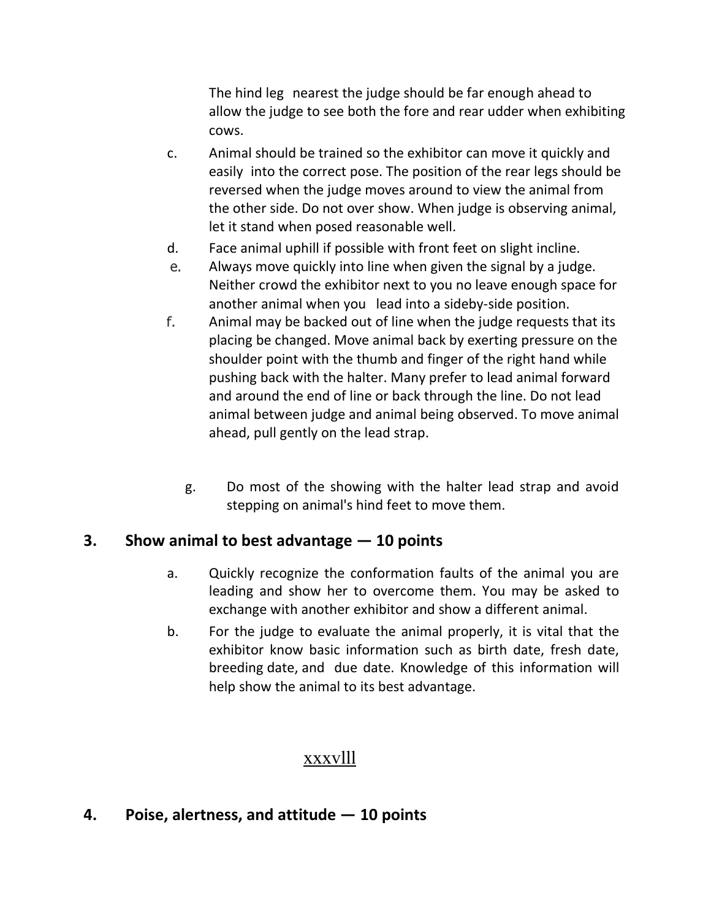The hind leg nearest the judge should be far enough ahead to allow the judge to see both the fore and rear udder when exhibiting cows.

c. Animal should be trained so the exhibitor can move it quickly and easily into the correct pose. The position of the rear legs should be reversed when the judge moves around to view the animal from the other side. Do not over show. When judge is observing animal, let it stand when posed reasonable well.

d. Face animal uphill if possible with front feet on slight incline.

e. Always move quickly into line when given the signal by a judge. Neither crowd the exhibitor next to you no leave enough space for another animal when you lead into a sideby-side position.

f. Animal may be backed out of line when the judge requests that its placing be changed. Move animal back by exerting pressure on the shoulder point with the thumb and finger of the right hand while pushing back with the halter. Many prefer to lead animal forward and around the end of line or back through the line. Do not lead animal between judge and animal being observed. To move animal ahead, pull gently on the lead strap.

g. Do most of the showing with the halter lead strap and avoid stepping on animal's hind feet to move them.

## 3. Show animal to best advantage — 10 points

a. Quickly recognize the conformation faults of the animal you are leading and show her to overcome them. You may be asked to exchange with another exhibitor and show a different animal.

b. For the judge to evaluate the animal properly, it is vital that the exhibitor know basic information such as birth date, fresh date, breeding date, and due date. Knowledge of this information will help show the animal to its best advantage.

## 4. Poise, alertness, and attitude — 10 points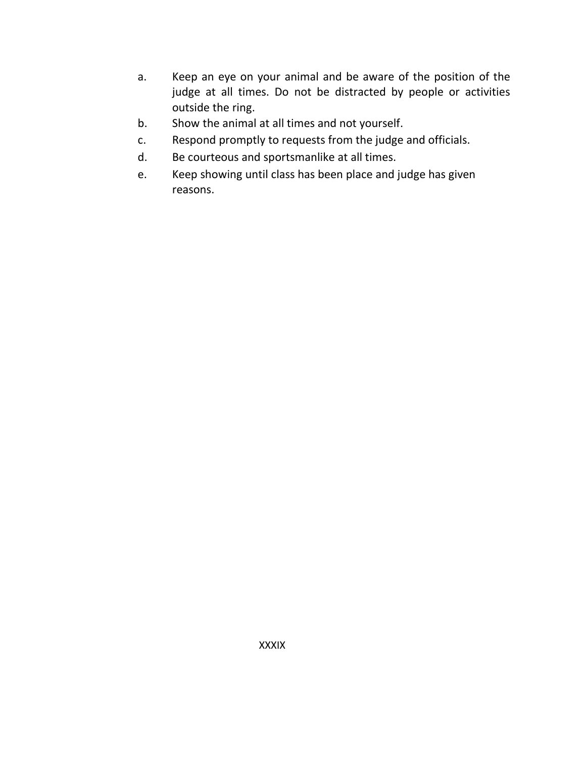a. Keep an eye on your animal and be aware of the position of the judge at all times. Do not be distracted by people or activities outside the ring.

b. Show the animal at all times and not yourself.

c. Respond promptly to requests from the judge and officials.

d. Be courteous and sportsmanlike at all times.

e. Keep showing until class has been place and judge has given reasons.